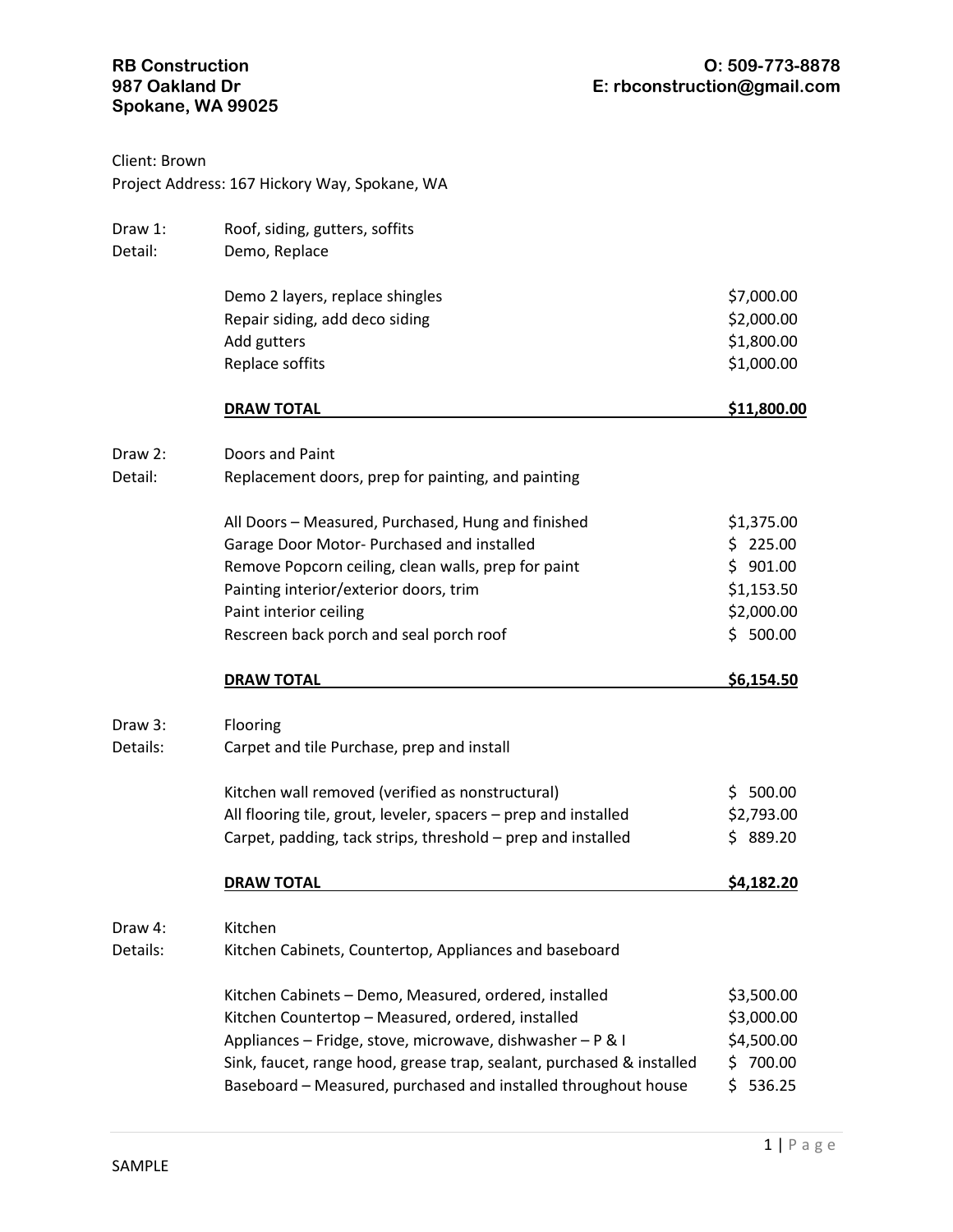**RB Construction**
**987 Oakland Dr**
**Spokane, WA 99025**

**O: 509-773-8878**
**E: rbconstruction@gmail.com**

Client: Brown
Project Address: 167 Hickory Way, Spokane, WA

Draw 1: Roof, siding, gutters, soffits
Detail: Demo, Replace

| | |
|---|---|
| Demo 2 layers, replace shingles | $7,000.00 |
| Repair siding, add deco siding | $2,000.00 |
| Add gutters | $1,800.00 |
| Replace soffits | $1,000.00 |
| **DRAW TOTAL** | **$11,800.00** |

Draw 2: Doors and Paint
Detail: Replacement doors, prep for painting, and painting

| | |
|---|---|
| All Doors – Measured, Purchased, Hung and finished | $1,375.00 |
| Garage Door Motor- Purchased and installed | $ 225.00 |
| Remove Popcorn ceiling, clean walls, prep for paint | $ 901.00 |
| Painting interior/exterior doors, trim | $1,153.50 |
| Paint interior ceiling | $2,000.00 |
| Rescreen back porch and seal porch roof | $ 500.00 |
| **DRAW TOTAL** | **$6,154.50** |

Draw 3: Flooring
Details: Carpet and tile Purchase, prep and install

| | |
|---|---|
| Kitchen wall removed (verified as nonstructural) | $ 500.00 |
| All flooring tile, grout, leveler, spacers – prep and installed | $2,793.00 |
| Carpet, padding, tack strips, threshold – prep and installed | $ 889.20 |
| **DRAW TOTAL** | **$4,182.20** |

Draw 4: Kitchen
Details: Kitchen Cabinets, Countertop, Appliances and baseboard

| | |
|---|---|
| Kitchen Cabinets – Demo, Measured, ordered, installed | $3,500.00 |
| Kitchen Countertop – Measured, ordered, installed | $3,000.00 |
| Appliances – Fridge, stove, microwave, dishwasher – P & I | $4,500.00 |
| Sink, faucet, range hood, grease trap, sealant, purchased & installed | $ 700.00 |
| Baseboard – Measured, purchased and installed throughout house | $ 536.25 |

SAMPLE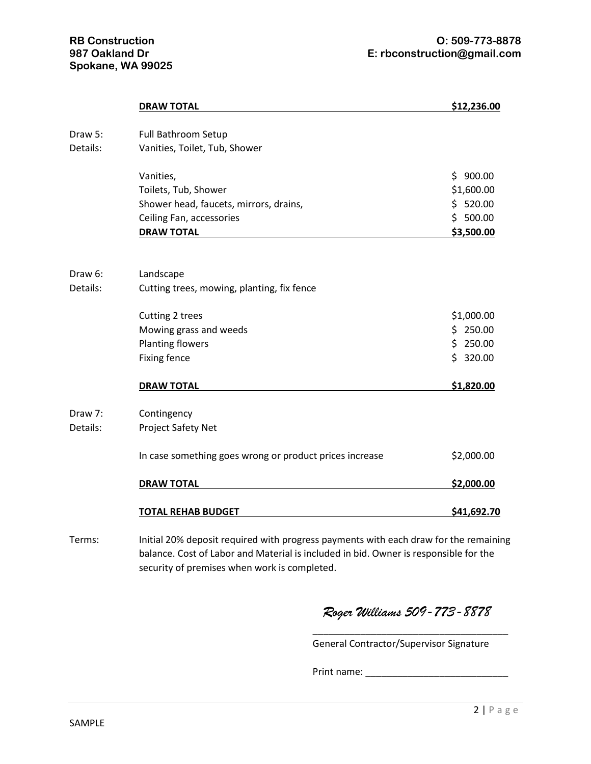RB Construction
987 Oakland Dr
Spokane, WA 99025

O: 509-773-8878
E: rbconstruction@gmail.com

| | | |
|---|---|---|
| | **DRAW TOTAL** | **$12,236.00** |
| Draw 5: | Full Bathroom Setup | |
| Details: | Vanities, Toilet, Tub, Shower | |
| | Vanities, | $ 900.00 |
| | Toilets, Tub, Shower | $1,600.00 |
| | Shower head, faucets, mirrors, drains, | $ 520.00 |
| | Ceiling Fan, accessories | $ 500.00 |
| | **DRAW TOTAL** | **$3,500.00** |
| Draw 6: | Landscape | |
| Details: | Cutting trees, mowing, planting, fix fence | |
| | Cutting 2 trees | $1,000.00 |
| | Mowing grass and weeds | $ 250.00 |
| | Planting flowers | $ 250.00 |
| | Fixing fence | $ 320.00 |
| | **DRAW TOTAL** | **$1,820.00** |
| Draw 7: | Contingency | |
| Details: | Project Safety Net | |
| | In case something goes wrong or product prices increase | $2,000.00 |
| | **DRAW TOTAL** | **$2,000.00** |
| | **TOTAL REHAB BUDGET** | **$41,692.70** |

Terms: Initial 20% deposit required with progress payments with each draw for the remaining balance. Cost of Labor and Material is included in bid. Owner is responsible for the security of premises when work is completed.

*Roger Williams 509-773-8878*

_____________________________________
General Contractor/Supervisor Signature

Print name: ___________________________

SAMPLE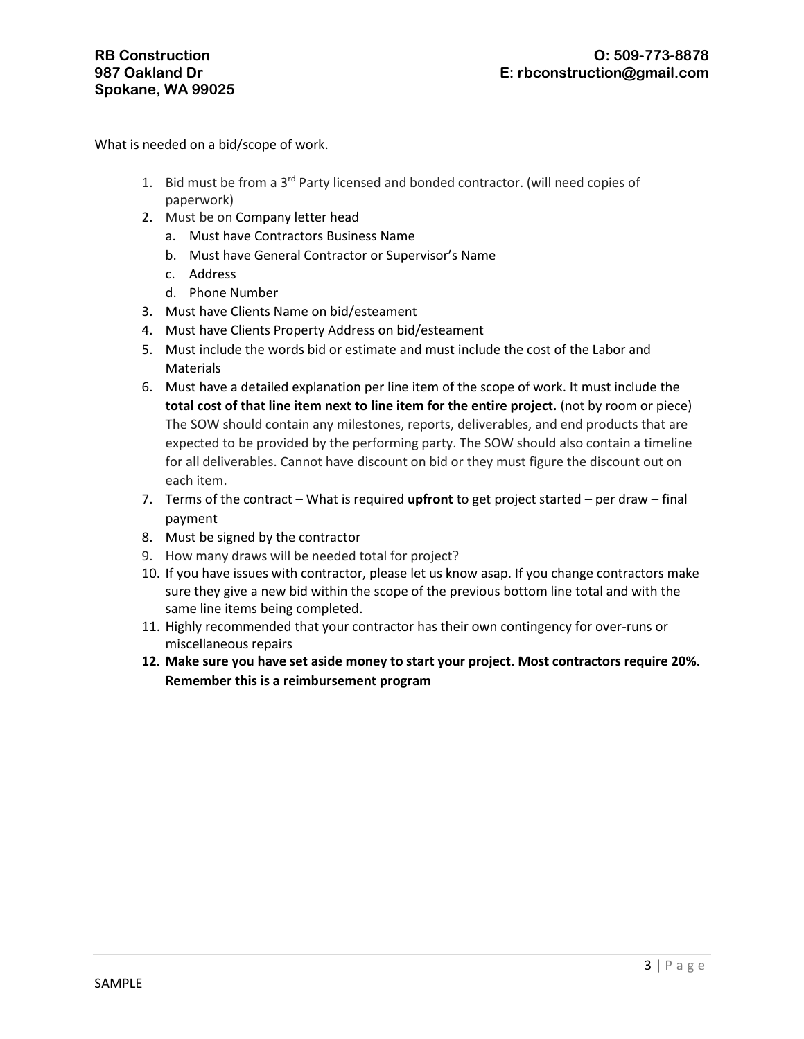What is needed on a bid/scope of work.

1. Bid must be from a 3rd Party licensed and bonded contractor. (will need copies of paperwork)
2. Must be on Company letter head
   a. Must have Contractors Business Name
   b. Must have General Contractor or Supervisor's Name
   c. Address
   d. Phone Number
3. Must have Clients Name on bid/esteament
4. Must have Clients Property Address on bid/esteament
5. Must include the words bid or estimate and must include the cost of the Labor and Materials
6. Must have a detailed explanation per line item of the scope of work. It must include the **total cost of that line item next to line item for the entire project.** (not by room or piece) The SOW should contain any milestones, reports, deliverables, and end products that are expected to be provided by the performing party. The SOW should also contain a timeline for all deliverables. Cannot have discount on bid or they must figure the discount out on each item.
7. Terms of the contract – What is required **upfront** to get project started – per draw – final payment
8. Must be signed by the contractor
9. How many draws will be needed total for project?
10. If you have issues with contractor, please let us know asap. If you change contractors make sure they give a new bid within the scope of the previous bottom line total and with the same line items being completed.
11. Highly recommended that your contractor has their own contingency for over-runs or miscellaneous repairs
12. **Make sure you have set aside money to start your project. Most contractors require 20%. Remember this is a reimbursement program**